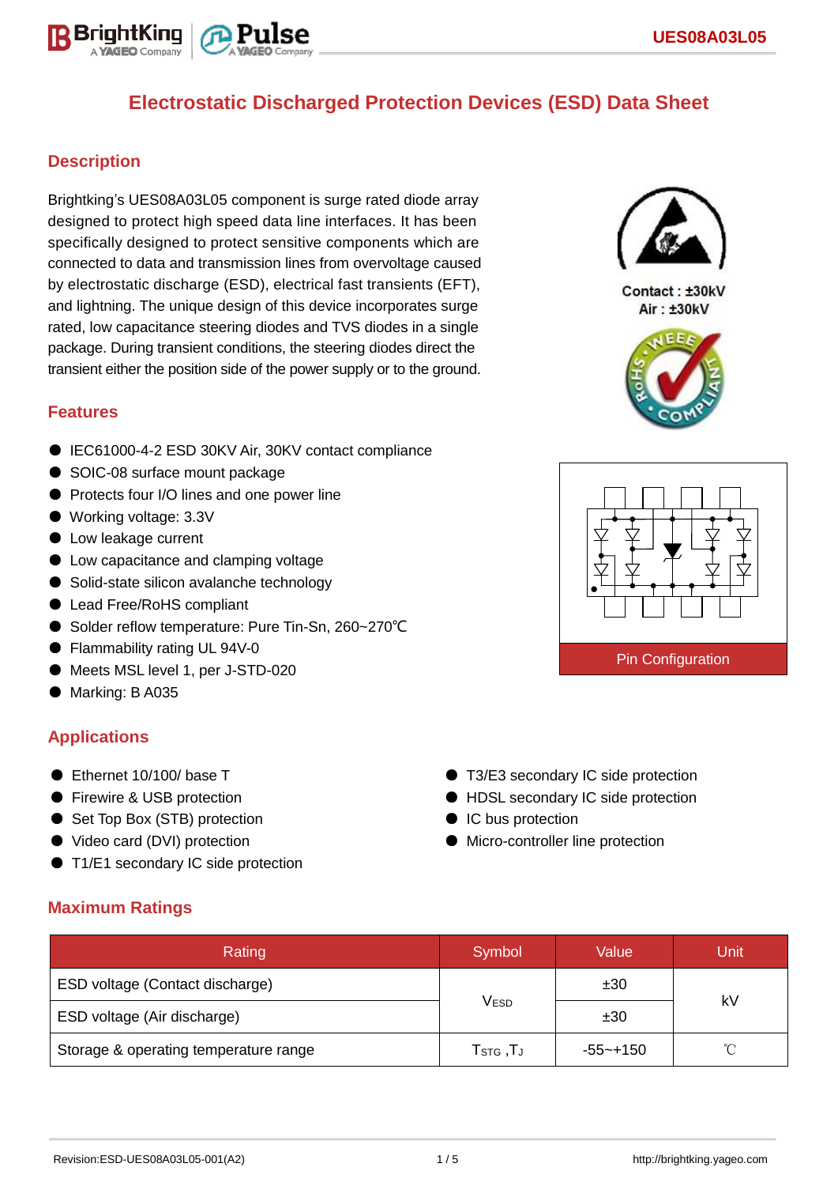# Electrostatic Discharged Protection Devices (ESD) Data Sheet

## Description

Brightking's UES08A03L05 component is surge rated diode array designed to protect high speed data line interfaces. It has been specifically designed to protect sensitive components which are connected to data and transmission lines from overvoltage caused by electrostatic discharge (ESD), electrical fast transients (EFT), and lightning. The unique design of this device incorporates surge rated, low capacitance steering diodes and TVS diodes in a single package. During transient conditions, the steering diodes direct the transient either the position side of the power supply or to the ground.

Contact : ±30kV
Air : ±30kV

## Features

- IEC61000-4-2 ESD 30KV Air, 30KV contact compliance
- SOIC-08 surface mount package
- Protects four I/O lines and one power line
- Working voltage: 3.3V
- Low leakage current
- Low capacitance and clamping voltage
- Solid-state silicon avalanche technology
- Lead Free/RoHS compliant
- Solder reflow temperature: Pure Tin-Sn, 260~270℃
- Flammability rating UL 94V-0
- Meets MSL level 1, per J-STD-020
- Marking: B A035

Pin Configuration

## Applications

- Ethernet 10/100/ base T
- Firewire & USB protection
- Set Top Box (STB) protection
- Video card (DVI) protection
- T1/E1 secondary IC side protection
- T3/E3 secondary IC side protection
- HDSL secondary IC side protection
- IC bus protection
- Micro-controller line protection

## Maximum Ratings

| Rating | Symbol | Value | Unit |
|---|---|---|---|
| ESD voltage (Contact discharge) | $V_{ESD}$ | ±30 | kV |
| ESD voltage (Air discharge) | | ±30 | |
| Storage & operating temperature range | $T_{STG}$ ,$T_J$ | -55~+150 | ℃ |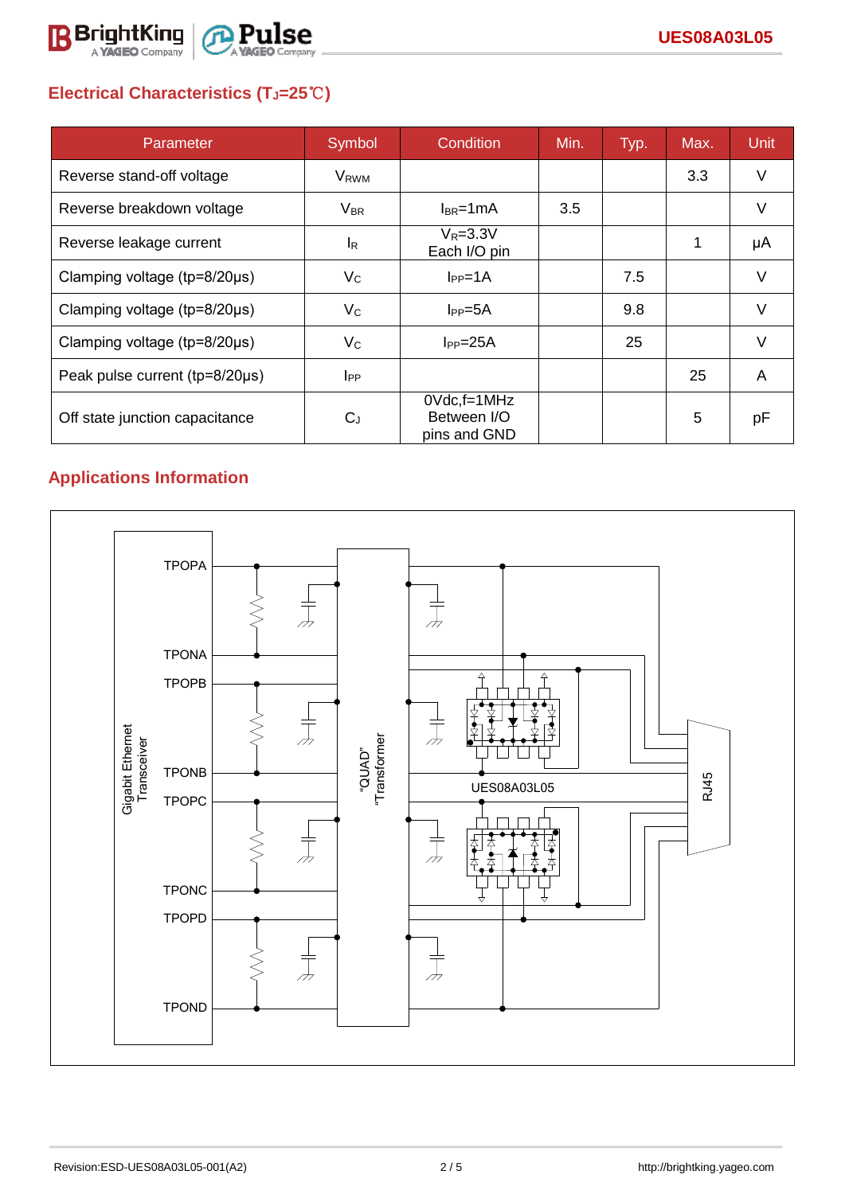## Electrical Characteristics ($T_J$=25℃)

| Parameter | Symbol | Condition | Min. | Typ. | Max. | Unit |
|---|---|---|---|---|---|---|
| Reverse stand-off voltage | $V_{RWM}$ | | | | 3.3 | V |
| Reverse breakdown voltage | $V_{BR}$ | $I_{BR}$=1mA | 3.5 | | | V |
| Reverse leakage current | $I_R$ | $V_R$=3.3V Each I/O pin | | | 1 | μA |
| Clamping voltage (tp=8/20μs) | $V_C$ | $I_{PP}$=1A | | 7.5 | | V |
| Clamping voltage (tp=8/20μs) | $V_C$ | $I_{PP}$=5A | | 9.8 | | V |
| Clamping voltage (tp=8/20μs) | $V_C$ | $I_{PP}$=25A | | 25 | | V |
| Peak pulse current (tp=8/20μs) | $I_{PP}$ | | | | 25 | A |
| Off state junction capacitance | $C_J$ | 0Vdc,f=1MHz Between I/O pins and GND | | | 5 | pF |

## Applications Information

Gigabit Ethernet Transceiver — TPOPA, TPONA, TPOPB, TPONB, TPOPC, TPONC, TPOPD, TPOND — "QUAD" Transformer — UES08A03L05 — RJ45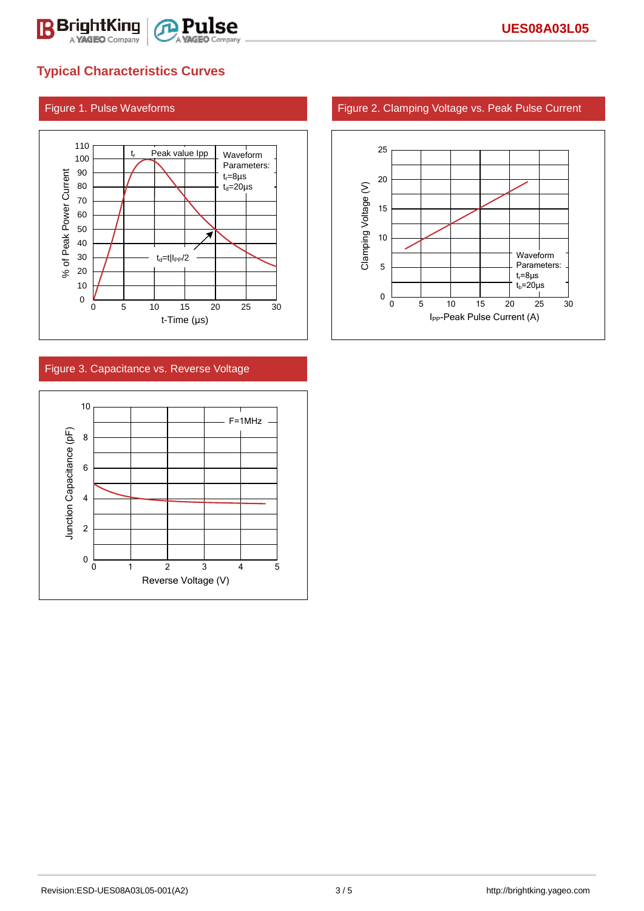## Typical Characteristics Curves

### Figure 1. Pulse Waveforms

% of Peak Power Current vs. t-Time (μs)

$t_r$ — Peak value Ipp

Waveform Parameters:
$t_r$=8μs
$t_d$=20μs

$t_d$=t|$I_{PP}$/2

### Figure 2. Clamping Voltage vs. Peak Pulse Current

Clamping Voltage (V) vs. $I_{PP}$-Peak Pulse Current (A)

Waveform Parameters:
$t_r$=8μs
$t_b$=20μs

### Figure 3. Capacitance vs. Reverse Voltage

Junction Capacitance (pF) vs. Reverse Voltage (V)

F=1MHz

Revision:ESD-UES08A03L05-001(A2)

http://brightking.yageo.com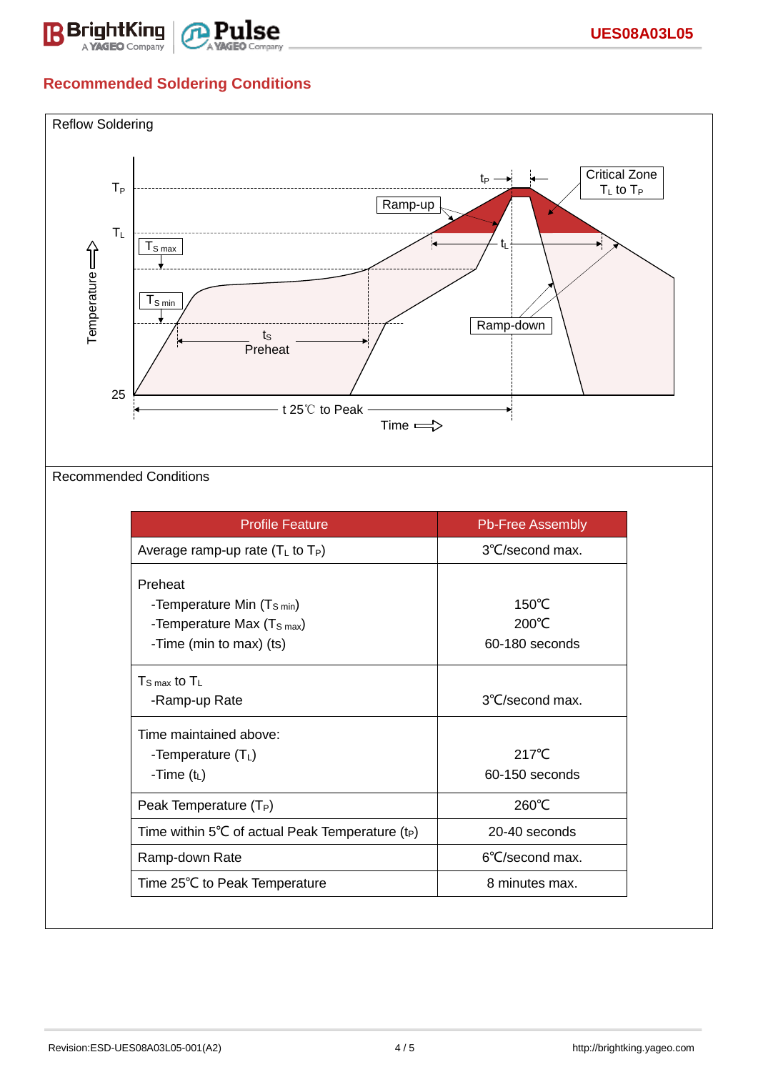## Recommended Soldering Conditions

Reflow Soldering

Recommended Conditions

| Profile Feature | Pb-Free Assembly |
|---|---|
| Average ramp-up rate ($T_L$ to $T_P$) | 3℃/second max. |
| Preheat<br>-Temperature Min ($T_{S\ min}$)<br>-Temperature Max ($T_{S\ max}$)<br>-Time (min to max) (ts) | 150℃<br>200℃<br>60-180 seconds |
| $T_{S\ max}$ to $T_L$<br>-Ramp-up Rate | 3℃/second max. |
| Time maintained above:<br>-Temperature ($T_L$)<br>-Time ($t_L$) | 217℃<br>60-150 seconds |
| Peak Temperature ($T_P$) | 260℃ |
| Time within 5℃ of actual Peak Temperature ($t_P$) | 20-40 seconds |
| Ramp-down Rate | 6℃/second max. |
| Time 25℃ to Peak Temperature | 8 minutes max. |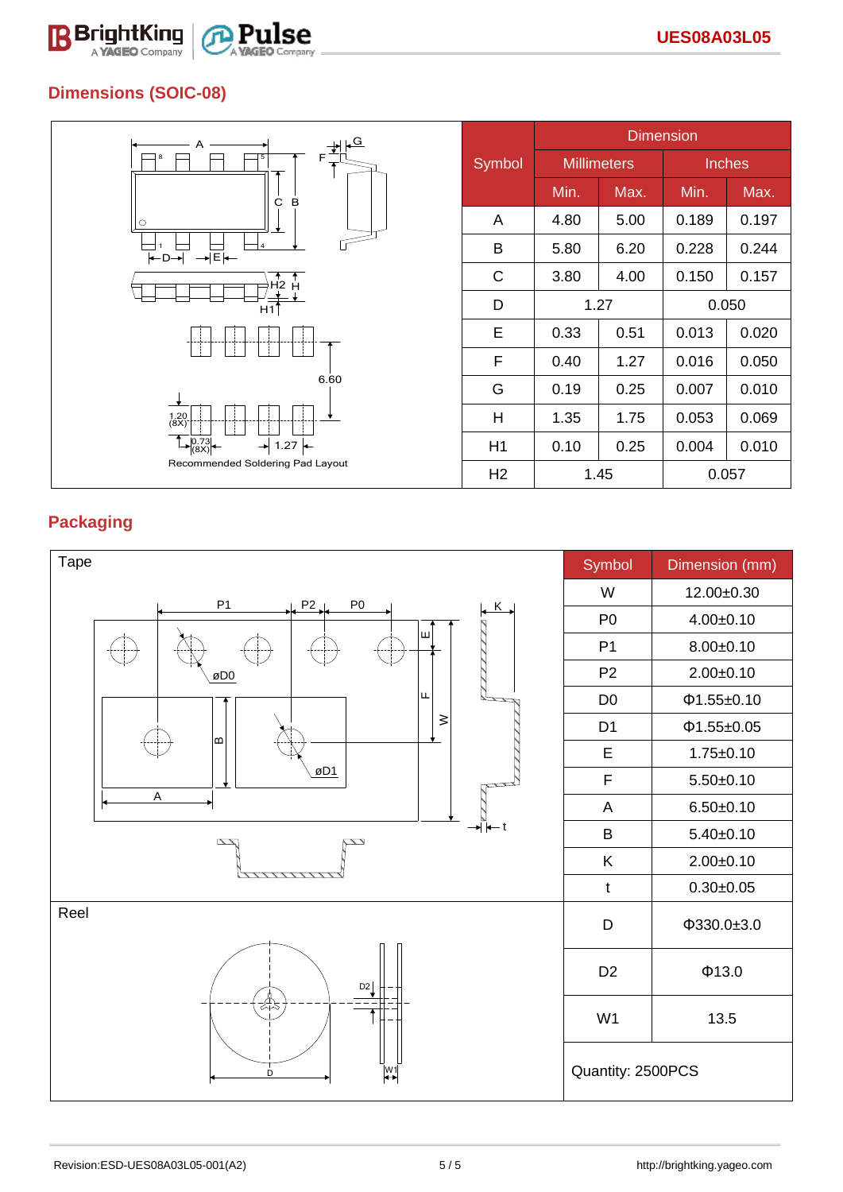## Dimensions (SOIC-08)

A
G
F
C B
D E
H2 H
H1
6.60
1.20 (8X)
0.73 (8X)
1.27
Recommended Soldering Pad Layout

| Symbol | Dimension | | | |
|---|---|---|---|---|
| | Millimeters | | Inches | |
| | Min. | Max. | Min. | Max. |
| A | 4.80 | 5.00 | 0.189 | 0.197 |
| B | 5.80 | 6.20 | 0.228 | 0.244 |
| C | 3.80 | 4.00 | 0.150 | 0.157 |
| D | 1.27 | | 0.050 | |
| E | 0.33 | 0.51 | 0.013 | 0.020 |
| F | 0.40 | 1.27 | 0.016 | 0.050 |
| G | 0.19 | 0.25 | 0.007 | 0.010 |
| H | 1.35 | 1.75 | 0.053 | 0.069 |
| H1 | 0.10 | 0.25 | 0.004 | 0.010 |
| H2 | 1.45 | | 0.057 | |

## Packaging

Tape

P1 P2 P0 K
øD0
E F W
B
øD1
A
t

| Symbol | Dimension (mm) |
|---|---|
| W | 12.00±0.30 |
| P0 | 4.00±0.10 |
| P1 | 8.00±0.10 |
| P2 | 2.00±0.10 |
| D0 | Φ1.55±0.10 |
| D1 | Φ1.55±0.05 |
| E | 1.75±0.10 |
| F | 5.50±0.10 |
| A | 6.50±0.10 |
| B | 5.40±0.10 |
| K | 2.00±0.10 |
| t | 0.30±0.05 |

Reel

D2
D
W1

| Symbol | Dimension (mm) |
|---|---|
| D | Φ330.0±3.0 |
| D2 | Φ13.0 |
| W1 | 13.5 |

Quantity: 2500PCS

Revision:ESD-UES08A03L05-001(A2)

http://brightking.yageo.com